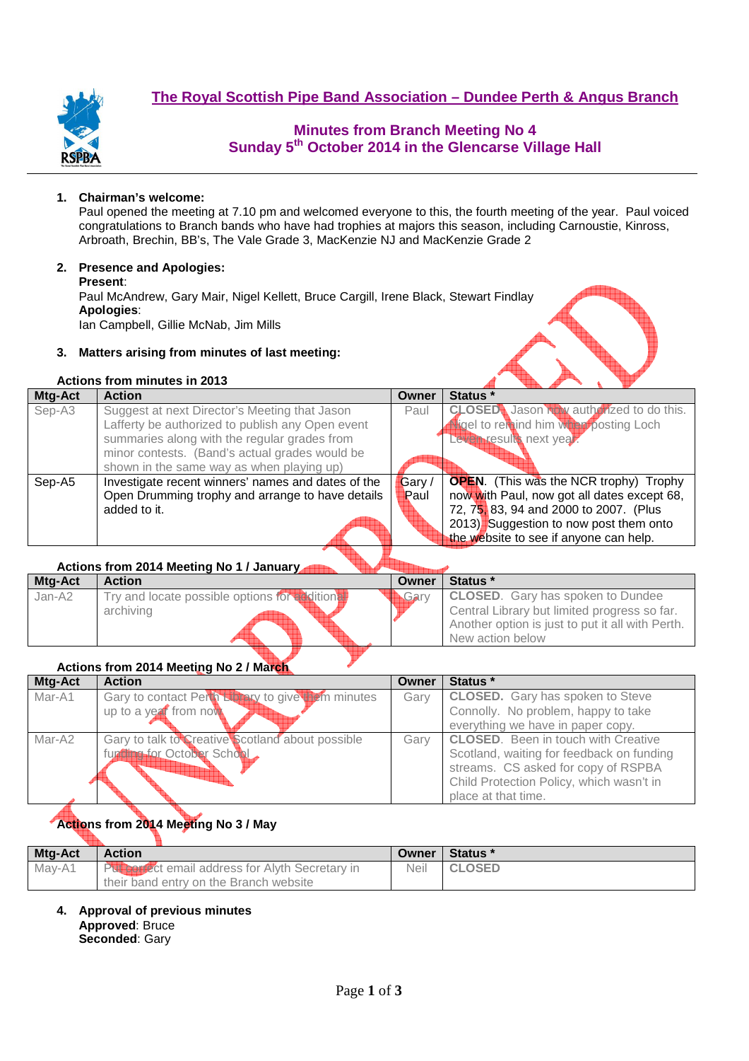# The Royal Scottish Pipe Band Association – Dundee Perth & Angus Branch

## Minutes from Branch Meeting No 4
## Sunday 5th October 2014 in the Glencarse Village Hall

1. **Chairman's welcome:**
   Paul opened the meeting at 7.10 pm and welcomed everyone to this, the fourth meeting of the year. Paul voiced congratulations to Branch bands who have had trophies at majors this season, including Carnoustie, Kinross, Arbroath, Brechin, BB's, The Vale Grade 3, MacKenzie NJ and MacKenzie Grade 2

2. **Presence and Apologies:**
   **Present**:
   Paul McAndrew, Gary Mair, Nigel Kellett, Bruce Cargill, Irene Black, Stewart Findlay
   **Apologies**:
   Ian Campbell, Gillie McNab, Jim Mills

3. **Matters arising from minutes of last meeting:**

**Actions from minutes in 2013**

| Mtg-Act | Action | Owner | Status * |
|---|---|---|---|
| Sep-A3 | Suggest at next Director's Meeting that Jason Lafferty be authorized to publish any Open event summaries along with the regular grades from minor contests. (Band's actual grades would be shown in the same way as when playing up) | Paul | **CLOSED**. Jason now authorized to do this. Nigel to remind him when posting Loch Leven results next year. |
| Sep-A5 | Investigate recent winners' names and dates of the Open Drumming trophy and arrange to have details added to it. | Gary / Paul | **OPEN**. (This was the NCR trophy) Trophy now with Paul, now got all dates except 68, 72, 75, 83, 94 and 2000 to 2007. (Plus 2013) Suggestion to now post them onto the website to see if anyone can help. |

**Actions from 2014 Meeting No 1 / January**

| Mtg-Act | Action | Owner | Status * |
|---|---|---|---|
| Jan-A2 | Try and locate possible options for additional archiving | Gary | **CLOSED**. Gary has spoken to Dundee Central Library but limited progress so far. Another option is just to put it all with Perth. New action below |

**Actions from 2014 Meeting No 2 / March**

| Mtg-Act | Action | Owner | Status * |
|---|---|---|---|
| Mar-A1 | Gary to contact Perth Library to give them minutes up to a year from now | Gary | **CLOSED**. Gary has spoken to Steve Connolly. No problem, happy to take everything we have in paper copy. |
| Mar-A2 | Gary to talk to Creative Scotland about possible funding for October School | Gary | **CLOSED**. Been in touch with Creative Scotland, waiting for feedback on funding streams. CS asked for copy of RSPBA Child Protection Policy, which wasn't in place at that time. |

**Actions from 2014 Meeting No 3 / May**

| Mtg-Act | Action | Owner | Status * |
|---|---|---|---|
| May-A1 | Put correct email address for Alyth Secretary in their band entry on the Branch website | Neil | **CLOSED** |

4. **Approval of previous minutes**
   **Approved**: Bruce
   **Seconded**: Gary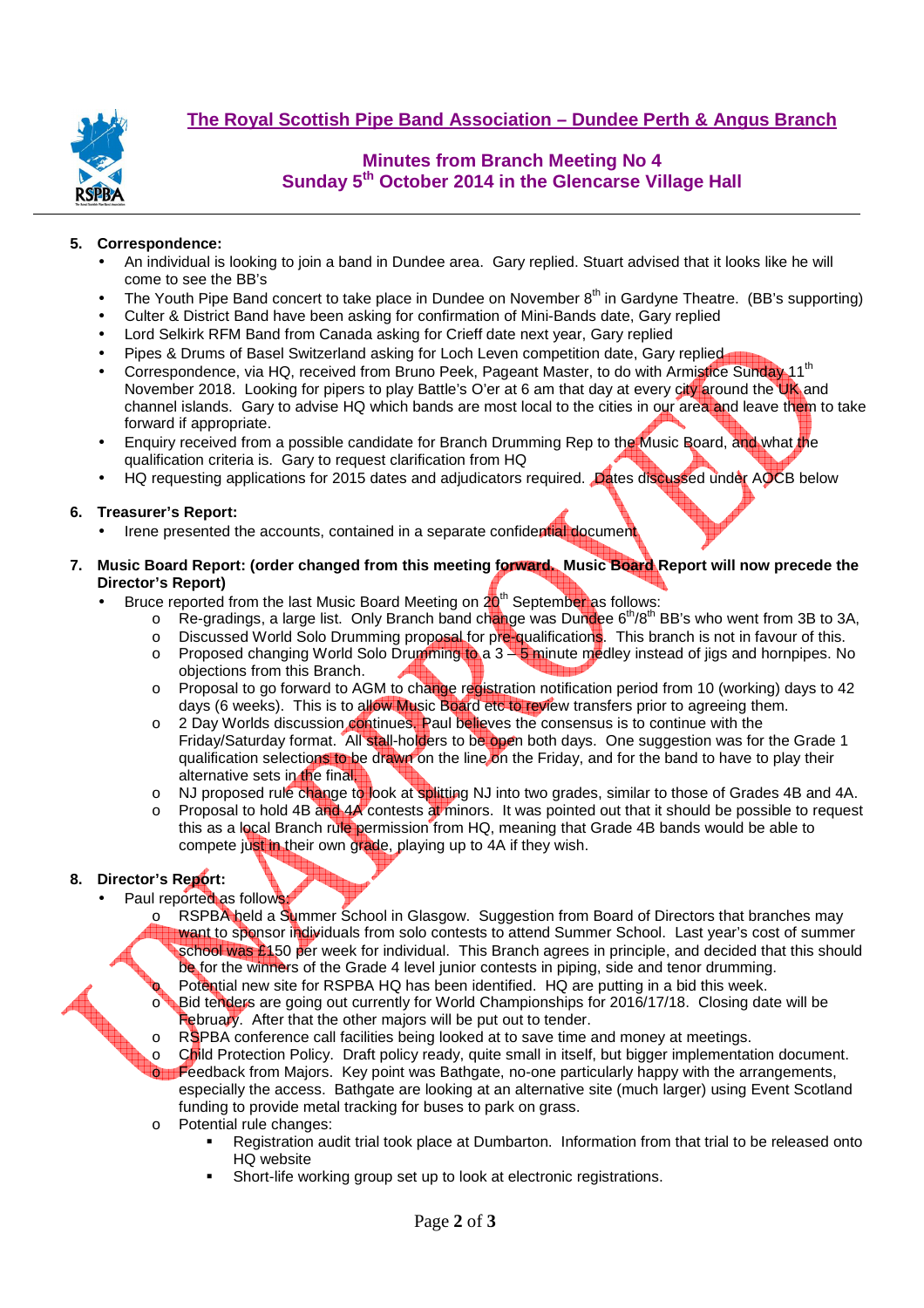# The Royal Scottish Pipe Band Association – Dundee Perth & Angus Branch

## Minutes from Branch Meeting No 4
## Sunday 5th October 2014 in the Glencarse Village Hall

5. **Correspondence:**
   - An individual is looking to join a band in Dundee area. Gary replied. Stuart advised that it looks like he will come to see the BB's
   - The Youth Pipe Band concert to take place in Dundee on November 8th in Gardyne Theatre. (BB's supporting)
   - Culter & District Band have been asking for confirmation of Mini-Bands date, Gary replied
   - Lord Selkirk RFM Band from Canada asking for Crieff date next year, Gary replied
   - Pipes & Drums of Basel Switzerland asking for Loch Leven competition date, Gary replied
   - Correspondence, via HQ, received from Bruno Peek, Pageant Master, to do with Armistice Sunday 11th November 2018. Looking for pipers to play Battle's O'er at 6 am that day at every city around the UK and channel islands. Gary to advise HQ which bands are most local to the cities in our area and leave them to take forward if appropriate.
   - Enquiry received from a possible candidate for Branch Drumming Rep to the Music Board, and what the qualification criteria is. Gary to request clarification from HQ
   - HQ requesting applications for 2015 dates and adjudicators required. Dates discussed under AOCB below

6. **Treasurer's Report:**
   - Irene presented the accounts, contained in a separate confidential document

7. **Music Board Report: (order changed from this meeting forward. Music Board Report will now precede the Director's Report)**
   - Bruce reported from the last Music Board Meeting on 20th September as follows:
     - Re-gradings, a large list. Only Branch band change was Dundee 6th/8th BB's who went from 3B to 3A,
     - Discussed World Solo Drumming proposal for pre-qualifications. This branch is not in favour of this.
     - Proposed changing World Solo Drumming to a 3 – 5 minute medley instead of jigs and hornpipes. No objections from this Branch.
     - Proposal to go forward to AGM to change registration notification period from 10 (working) days to 42 days (6 weeks). This is to allow Music Board etc to review transfers prior to agreeing them.
     - 2 Day Worlds discussion continues. Paul believes the consensus is to continue with the Friday/Saturday format. All stall-holders to be open both days. One suggestion was for the Grade 1 qualification selections to be drawn on the line on the Friday, and for the band to have to play their alternative sets in the final.
     - NJ proposed rule change to look at splitting NJ into two grades, similar to those of Grades 4B and 4A.
     - Proposal to hold 4B and 4A contests at minors. It was pointed out that it should be possible to request this as a local Branch rule permission from HQ, meaning that Grade 4B bands would be able to compete just in their own grade, playing up to 4A if they wish.

8. **Director's Report:**
   - Paul reported as follows:
     - RSPBA held a Summer School in Glasgow. Suggestion from Board of Directors that branches may want to sponsor individuals from solo contests to attend Summer School. Last year's cost of summer school was £150 per week for individual. This Branch agrees in principle, and decided that this should be for the winners of the Grade 4 level junior contests in piping, side and tenor drumming.
     - Potential new site for RSPBA HQ has been identified. HQ are putting in a bid this week.
     - Bid tenders are going out currently for World Championships for 2016/17/18. Closing date will be February. After that the other majors will be put out to tender.
     - RSPBA conference call facilities being looked at to save time and money at meetings.
     - Child Protection Policy. Draft policy ready, quite small in itself, but bigger implementation document.
     - Feedback from Majors. Key point was Bathgate, no-one particularly happy with the arrangements, especially the access. Bathgate are looking at an alternative site (much larger) using Event Scotland funding to provide metal tracking for buses to park on grass.
     - Potential rule changes:
       - Registration audit trial took place at Dumbarton. Information from that trial to be released onto HQ website
       - Short-life working group set up to look at electronic registrations.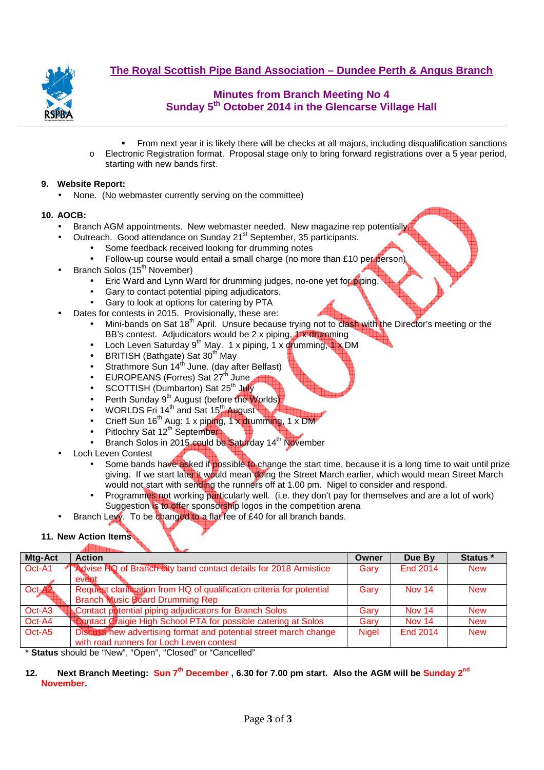# The Royal Scottish Pipe Band Association – Dundee Perth & Angus Branch

## Minutes from Branch Meeting No 4
## Sunday 5th October 2014 in the Glencarse Village Hall

- From next year it is likely there will be checks at all majors, including disqualification sanctions
- Electronic Registration format. Proposal stage only to bring forward registrations over a 5 year period, starting with new bands first.

**9. Website Report:**

- None. (No webmaster currently serving on the committee)

**10. AOCB:**

- Branch AGM appointments. New webmaster needed. New magazine rep potentially.
- Outreach. Good attendance on Sunday 21st September, 35 participants.
  - Some feedback received looking for drumming notes
  - Follow-up course would entail a small charge (no more than £10 per person)
- Branch Solos (15th November)
  - Eric Ward and Lynn Ward for drumming judges, no-one yet for piping.
  - Gary to contact potential piping adjudicators.
  - Gary to look at options for catering by PTA
- Dates for contests in 2015. Provisionally, these are:
  - Mini-bands on Sat 18th April. Unsure because trying not to clash with the Director's meeting or the BB's contest. Adjudicators would be 2 x piping, 1 x drumming
  - Loch Leven Saturday 9th May. 1 x piping, 1 x drumming, 1 x DM
  - BRITISH (Bathgate) Sat 30th May
  - Strathmore Sun 14th June. (day after Belfast)
  - EUROPEANS (Forres) Sat 27th June
  - SCOTTISH (Dumbarton) Sat 25th July
  - Perth Sunday 9th August (before the Worlds)
  - WORLDS Fri 14th and Sat 15th August
  - Crieff Sun 16th Aug: 1 x piping, 1 x drumming, 1 x DM
  - Pitlochry Sat 12th September
  - Branch Solos in 2015 could be Saturday 14th November
- Loch Leven Contest
  - Some bands have asked if possible to change the start time, because it is a long time to wait until prize giving. If we start later it would mean doing the Street March earlier, which would mean Street March would not start with sending the runners off at 1.00 pm. Nigel to consider and respond.
  - Programmes not working particularly well. (i.e. they don't pay for themselves and are a lot of work) Suggestion is to offer sponsorship logos in the competition arena
- Branch Levy. To be changed to a flat fee of £40 for all branch bands.

**11. New Action Items**

| Mtg-Act | Action | Owner | Due By | Status * |
|---|---|---|---|---|
| Oct-A1 | Advise HQ of Branch city band contact details for 2018 Armistice event | Gary | End 2014 | New |
| Oct-A2 | Request clarification from HQ of qualification criteria for potential Branch Music Board Drumming Rep | Gary | Nov 14 | New |
| Oct-A3 | Contact potential piping adjudicators for Branch Solos | Gary | Nov 14 | New |
| Oct-A4 | Contact Craigie High School PTA for possible catering at Solos | Gary | Nov 14 | New |
| Oct-A5 | Discuss new advertising format and potential street march change with road runners for Loch Leven contest | Nigel | End 2014 | New |

\* **Status** should be "New", "Open", "Closed" or "Cancelled"

**12. Next Branch Meeting: Sun 7th December , 6.30 for 7.00 pm start. Also the AGM will be Sunday 2nd November.**

APPROVED